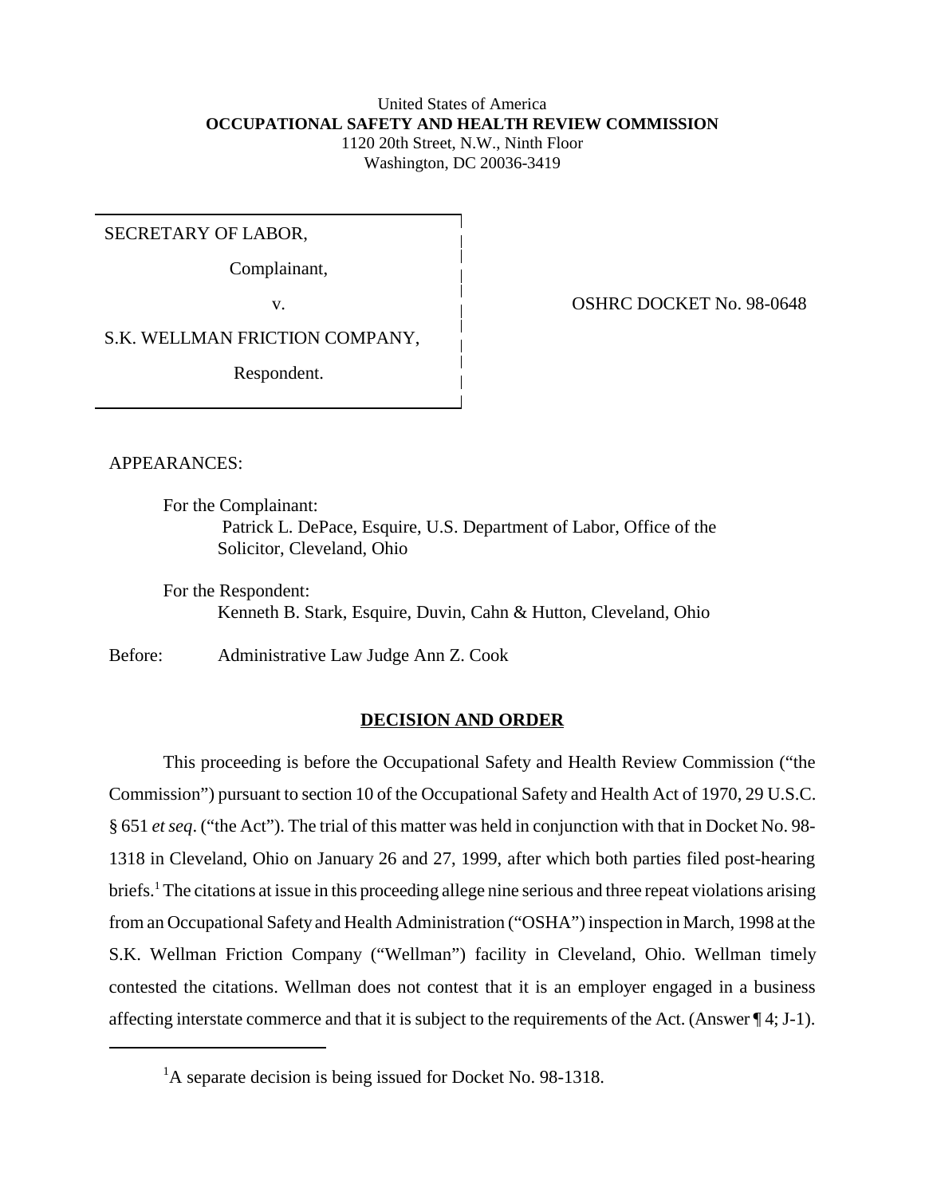United States of America
**OCCUPATIONAL SAFETY AND HEALTH REVIEW COMMISSION**
1120 20th Street, N.W., Ninth Floor
Washington, DC 20036-3419

| | |
|---|---|
| SECRETARY OF LABOR,<br><br>Complainant,<br><br>v.<br><br>S.K. WELLMAN FRICTION COMPANY,<br><br>Respondent. | OSHRC DOCKET No. 98-0648 |

APPEARANCES:

For the Complainant:
Patrick L. DePace, Esquire, U.S. Department of Labor, Office of the Solicitor, Cleveland, Ohio

For the Respondent:
Kenneth B. Stark, Esquire, Duvin, Cahn & Hutton, Cleveland, Ohio

Before: Administrative Law Judge Ann Z. Cook

## DECISION AND ORDER

This proceeding is before the Occupational Safety and Health Review Commission ("the Commission") pursuant to section 10 of the Occupational Safety and Health Act of 1970, 29 U.S.C. § 651 *et seq*. ("the Act"). The trial of this matter was held in conjunction with that in Docket No. 98-1318 in Cleveland, Ohio on January 26 and 27, 1999, after which both parties filed post-hearing briefs.[1] The citations at issue in this proceeding allege nine serious and three repeat violations arising from an Occupational Safety and Health Administration ("OSHA") inspection in March, 1998 at the S.K. Wellman Friction Company ("Wellman") facility in Cleveland, Ohio. Wellman timely contested the citations. Wellman does not contest that it is an employer engaged in a business affecting interstate commerce and that it is subject to the requirements of the Act. (Answer ¶ 4; J-1).

[1] A separate decision is being issued for Docket No. 98-1318.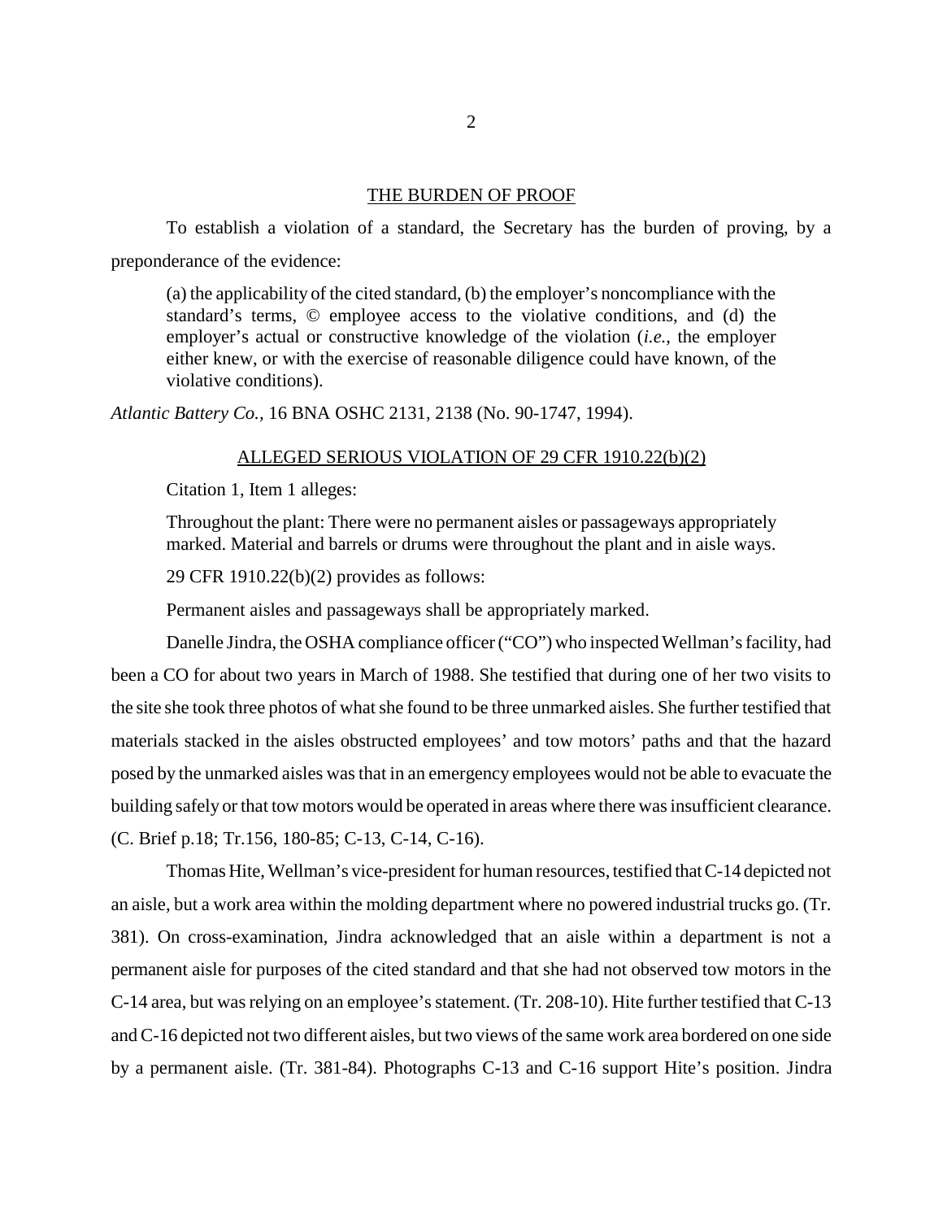THE BURDEN OF PROOF

To establish a violation of a standard, the Secretary has the burden of proving, by a preponderance of the evidence:

> (a) the applicability of the cited standard, (b) the employer's noncompliance with the standard's terms, © employee access to the violative conditions, and (d) the employer's actual or constructive knowledge of the violation (*i.e.*, the employer either knew, or with the exercise of reasonable diligence could have known, of the violative conditions).

*Atlantic Battery Co.*, 16 BNA OSHC 2131, 2138 (No. 90-1747, 1994).

ALLEGED SERIOUS VIOLATION OF 29 CFR 1910.22(b)(2)

Citation 1, Item 1 alleges:

> Throughout the plant: There were no permanent aisles or passageways appropriately marked. Material and barrels or drums were throughout the plant and in aisle ways.

29 CFR 1910.22(b)(2) provides as follows:

> Permanent aisles and passageways shall be appropriately marked.

Danelle Jindra, the OSHA compliance officer ("CO") who inspected Wellman's facility, had been a CO for about two years in March of 1988. She testified that during one of her two visits to the site she took three photos of what she found to be three unmarked aisles. She further testified that materials stacked in the aisles obstructed employees' and tow motors' paths and that the hazard posed by the unmarked aisles was that in an emergency employees would not be able to evacuate the building safely or that tow motors would be operated in areas where there was insufficient clearance. (C. Brief p.18; Tr.156, 180-85; C-13, C-14, C-16).

Thomas Hite, Wellman's vice-president for human resources, testified that C-14 depicted not an aisle, but a work area within the molding department where no powered industrial trucks go. (Tr. 381). On cross-examination, Jindra acknowledged that an aisle within a department is not a permanent aisle for purposes of the cited standard and that she had not observed tow motors in the C-14 area, but was relying on an employee's statement. (Tr. 208-10). Hite further testified that C-13 and C-16 depicted not two different aisles, but two views of the same work area bordered on one side by a permanent aisle. (Tr. 381-84). Photographs C-13 and C-16 support Hite's position. Jindra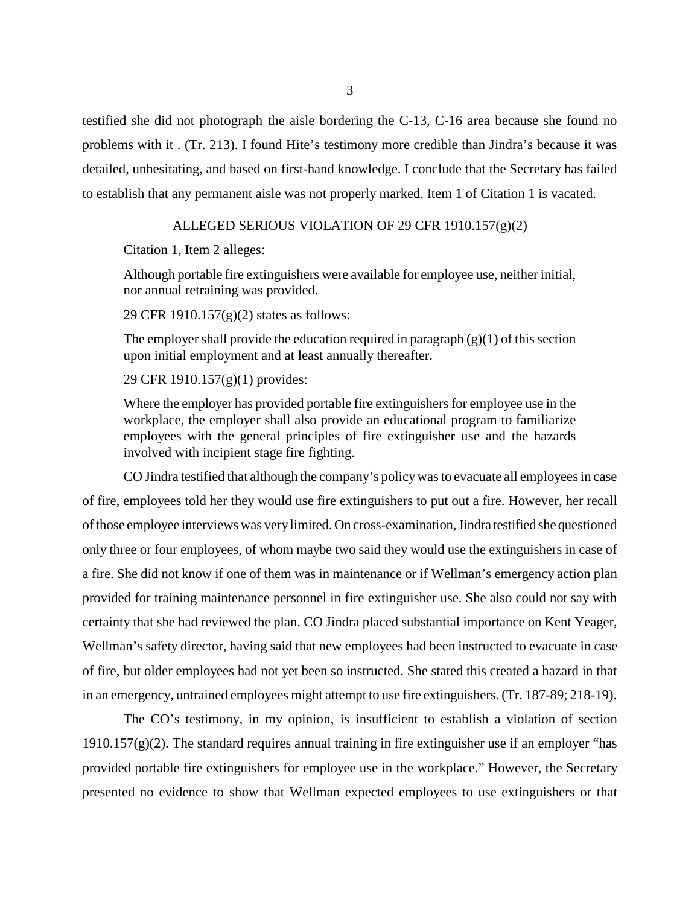testified she did not photograph the aisle bordering the C-13, C-16 area because she found no problems with it . (Tr. 213). I found Hite's testimony more credible than Jindra's because it was detailed, unhesitating, and based on first-hand knowledge. I conclude that the Secretary has failed to establish that any permanent aisle was not properly marked. Item 1 of Citation 1 is vacated.

<u>ALLEGED SERIOUS VIOLATION OF 29 CFR 1910.157(g)(2)</u>

Citation 1, Item 2 alleges:

> Although portable fire extinguishers were available for employee use, neither initial, nor annual retraining was provided.

29 CFR 1910.157(g)(2) states as follows:

> The employer shall provide the education required in paragraph (g)(1) of this section upon initial employment and at least annually thereafter.

29 CFR 1910.157(g)(1) provides:

> Where the employer has provided portable fire extinguishers for employee use in the workplace, the employer shall also provide an educational program to familiarize employees with the general principles of fire extinguisher use and the hazards involved with incipient stage fire fighting.

CO Jindra testified that although the company's policy was to evacuate all employees in case of fire, employees told her they would use fire extinguishers to put out a fire. However, her recall of those employee interviews was very limited. On cross-examination, Jindra testified she questioned only three or four employees, of whom maybe two said they would use the extinguishers in case of a fire. She did not know if one of them was in maintenance or if Wellman's emergency action plan provided for training maintenance personnel in fire extinguisher use. She also could not say with certainty that she had reviewed the plan. CO Jindra placed substantial importance on Kent Yeager, Wellman's safety director, having said that new employees had been instructed to evacuate in case of fire, but older employees had not yet been so instructed. She stated this created a hazard in that in an emergency, untrained employees might attempt to use fire extinguishers. (Tr. 187-89; 218-19).

The CO's testimony, in my opinion, is insufficient to establish a violation of section 1910.157(g)(2). The standard requires annual training in fire extinguisher use if an employer "has provided portable fire extinguishers for employee use in the workplace." However, the Secretary presented no evidence to show that Wellman expected employees to use extinguishers or that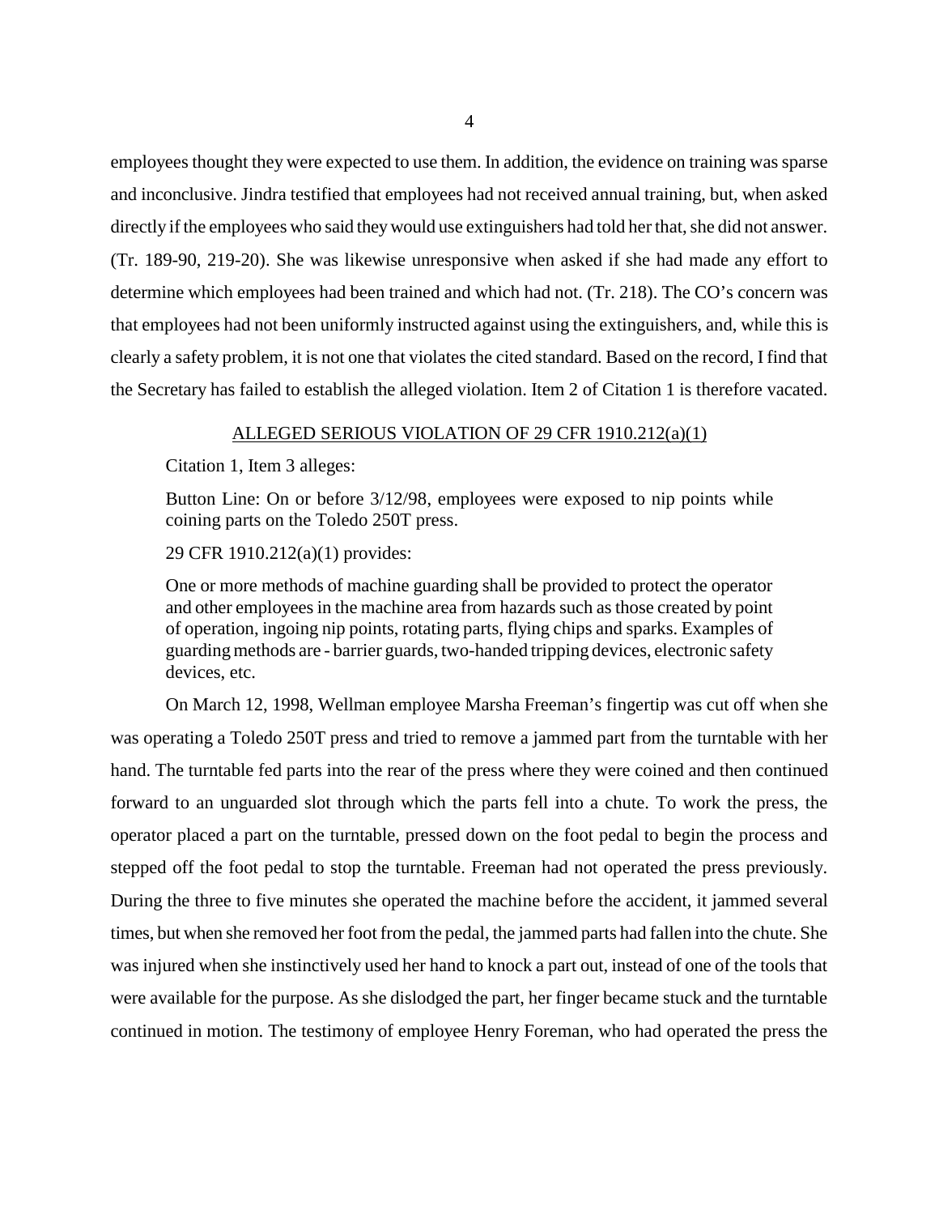employees thought they were expected to use them. In addition, the evidence on training was sparse and inconclusive. Jindra testified that employees had not received annual training, but, when asked directly if the employees who said they would use extinguishers had told her that, she did not answer. (Tr. 189-90, 219-20). She was likewise unresponsive when asked if she had made any effort to determine which employees had been trained and which had not. (Tr. 218). The CO's concern was that employees had not been uniformly instructed against using the extinguishers, and, while this is clearly a safety problem, it is not one that violates the cited standard. Based on the record, I find that the Secretary has failed to establish the alleged violation. Item 2 of Citation 1 is therefore vacated.

## ALLEGED SERIOUS VIOLATION OF 29 CFR 1910.212(a)(1)

Citation 1, Item 3 alleges:

> Button Line: On or before 3/12/98, employees were exposed to nip points while coining parts on the Toledo 250T press.

29 CFR 1910.212(a)(1) provides:

> One or more methods of machine guarding shall be provided to protect the operator and other employees in the machine area from hazards such as those created by point of operation, ingoing nip points, rotating parts, flying chips and sparks. Examples of guarding methods are - barrier guards, two-handed tripping devices, electronic safety devices, etc.

On March 12, 1998, Wellman employee Marsha Freeman's fingertip was cut off when she was operating a Toledo 250T press and tried to remove a jammed part from the turntable with her hand. The turntable fed parts into the rear of the press where they were coined and then continued forward to an unguarded slot through which the parts fell into a chute. To work the press, the operator placed a part on the turntable, pressed down on the foot pedal to begin the process and stepped off the foot pedal to stop the turntable. Freeman had not operated the press previously. During the three to five minutes she operated the machine before the accident, it jammed several times, but when she removed her foot from the pedal, the jammed parts had fallen into the chute. She was injured when she instinctively used her hand to knock a part out, instead of one of the tools that were available for the purpose. As she dislodged the part, her finger became stuck and the turntable continued in motion. The testimony of employee Henry Foreman, who had operated the press the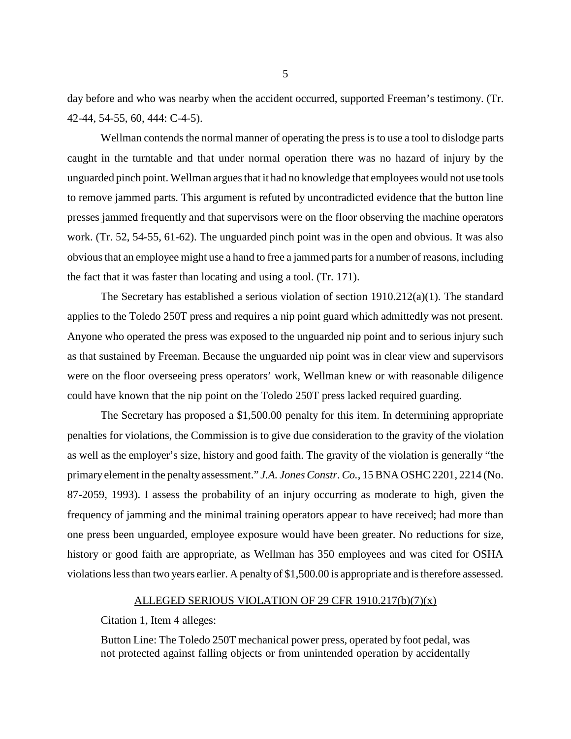day before and who was nearby when the accident occurred, supported Freeman's testimony. (Tr. 42-44, 54-55, 60, 444: C-4-5).

Wellman contends the normal manner of operating the press is to use a tool to dislodge parts caught in the turntable and that under normal operation there was no hazard of injury by the unguarded pinch point. Wellman argues that it had no knowledge that employees would not use tools to remove jammed parts. This argument is refuted by uncontradicted evidence that the button line presses jammed frequently and that supervisors were on the floor observing the machine operators work. (Tr. 52, 54-55, 61-62). The unguarded pinch point was in the open and obvious. It was also obvious that an employee might use a hand to free a jammed parts for a number of reasons, including the fact that it was faster than locating and using a tool. (Tr. 171).

The Secretary has established a serious violation of section 1910.212(a)(1). The standard applies to the Toledo 250T press and requires a nip point guard which admittedly was not present. Anyone who operated the press was exposed to the unguarded nip point and to serious injury such as that sustained by Freeman. Because the unguarded nip point was in clear view and supervisors were on the floor overseeing press operators' work, Wellman knew or with reasonable diligence could have known that the nip point on the Toledo 250T press lacked required guarding.

The Secretary has proposed a $1,500.00 penalty for this item. In determining appropriate penalties for violations, the Commission is to give due consideration to the gravity of the violation as well as the employer's size, history and good faith. The gravity of the violation is generally "the primary element in the penalty assessment." *J.A. Jones Constr. Co.*, 15 BNA OSHC 2201, 2214 (No. 87-2059, 1993). I assess the probability of an injury occurring as moderate to high, given the frequency of jamming and the minimal training operators appear to have received; had more than one press been unguarded, employee exposure would have been greater. No reductions for size, history or good faith are appropriate, as Wellman has 350 employees and was cited for OSHA violations less than two years earlier. A penalty of $1,500.00 is appropriate and is therefore assessed.

<u>ALLEGED SERIOUS VIOLATION OF 29 CFR 1910.217(b)(7)(x)</u>

Citation 1, Item 4 alleges:

> Button Line: The Toledo 250T mechanical power press, operated by foot pedal, was not protected against falling objects or from unintended operation by accidentally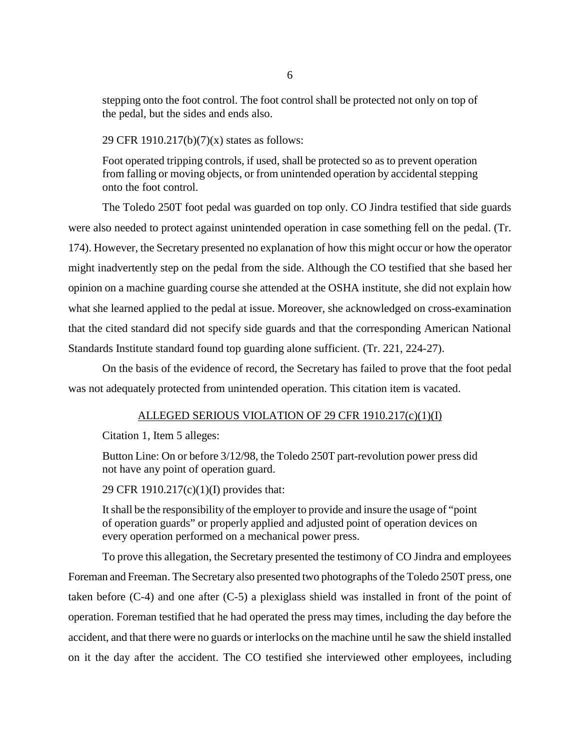stepping onto the foot control. The foot control shall be protected not only on top of the pedal, but the sides and ends also.

29 CFR 1910.217(b)(7)(x) states as follows:

> Foot operated tripping controls, if used, shall be protected so as to prevent operation from falling or moving objects, or from unintended operation by accidental stepping onto the foot control.

The Toledo 250T foot pedal was guarded on top only. CO Jindra testified that side guards were also needed to protect against unintended operation in case something fell on the pedal. (Tr. 174). However, the Secretary presented no explanation of how this might occur or how the operator might inadvertently step on the pedal from the side. Although the CO testified that she based her opinion on a machine guarding course she attended at the OSHA institute, she did not explain how what she learned applied to the pedal at issue. Moreover, she acknowledged on cross-examination that the cited standard did not specify side guards and that the corresponding American National Standards Institute standard found top guarding alone sufficient. (Tr. 221, 224-27).

On the basis of the evidence of record, the Secretary has failed to prove that the foot pedal was not adequately protected from unintended operation. This citation item is vacated.

ALLEGED SERIOUS VIOLATION OF 29 CFR 1910.217(c)(1)(I)

Citation 1, Item 5 alleges:

> Button Line: On or before 3/12/98, the Toledo 250T part-revolution power press did not have any point of operation guard.

29 CFR 1910.217(c)(1)(I) provides that:

> It shall be the responsibility of the employer to provide and insure the usage of "point of operation guards" or properly applied and adjusted point of operation devices on every operation performed on a mechanical power press.

To prove this allegation, the Secretary presented the testimony of CO Jindra and employees Foreman and Freeman. The Secretary also presented two photographs of the Toledo 250T press, one taken before (C-4) and one after (C-5) a plexiglass shield was installed in front of the point of operation. Foreman testified that he had operated the press may times, including the day before the accident, and that there were no guards or interlocks on the machine until he saw the shield installed on it the day after the accident. The CO testified she interviewed other employees, including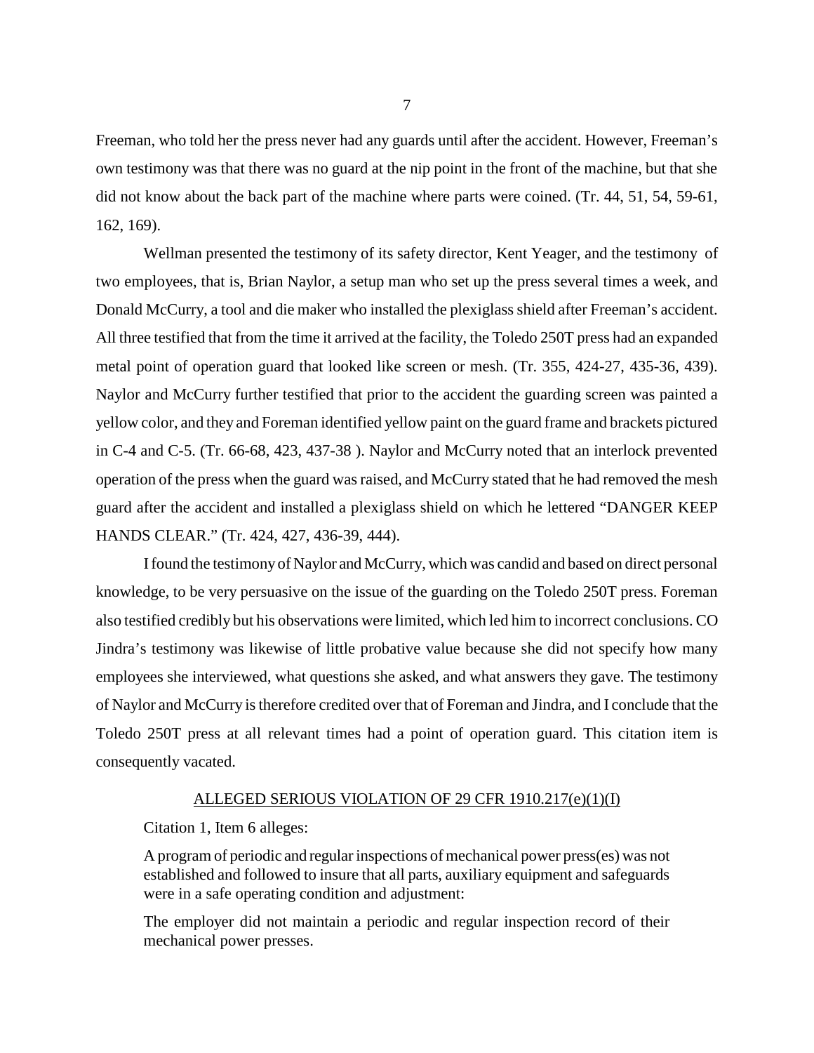Freeman, who told her the press never had any guards until after the accident. However, Freeman's own testimony was that there was no guard at the nip point in the front of the machine, but that she did not know about the back part of the machine where parts were coined. (Tr. 44, 51, 54, 59-61, 162, 169).

Wellman presented the testimony of its safety director, Kent Yeager, and the testimony of two employees, that is, Brian Naylor, a setup man who set up the press several times a week, and Donald McCurry, a tool and die maker who installed the plexiglass shield after Freeman's accident. All three testified that from the time it arrived at the facility, the Toledo 250T press had an expanded metal point of operation guard that looked like screen or mesh. (Tr. 355, 424-27, 435-36, 439). Naylor and McCurry further testified that prior to the accident the guarding screen was painted a yellow color, and they and Foreman identified yellow paint on the guard frame and brackets pictured in C-4 and C-5. (Tr. 66-68, 423, 437-38 ). Naylor and McCurry noted that an interlock prevented operation of the press when the guard was raised, and McCurry stated that he had removed the mesh guard after the accident and installed a plexiglass shield on which he lettered "DANGER KEEP HANDS CLEAR." (Tr. 424, 427, 436-39, 444).

I found the testimony of Naylor and McCurry, which was candid and based on direct personal knowledge, to be very persuasive on the issue of the guarding on the Toledo 250T press. Foreman also testified credibly but his observations were limited, which led him to incorrect conclusions. CO Jindra's testimony was likewise of little probative value because she did not specify how many employees she interviewed, what questions she asked, and what answers they gave. The testimony of Naylor and McCurry is therefore credited over that of Foreman and Jindra, and I conclude that the Toledo 250T press at all relevant times had a point of operation guard. This citation item is consequently vacated.

<u>ALLEGED SERIOUS VIOLATION OF 29 CFR 1910.217(e)(1)(I)</u>

Citation 1, Item 6 alleges:

> A program of periodic and regular inspections of mechanical power press(es) was not established and followed to insure that all parts, auxiliary equipment and safeguards were in a safe operating condition and adjustment:
>
> The employer did not maintain a periodic and regular inspection record of their mechanical power presses.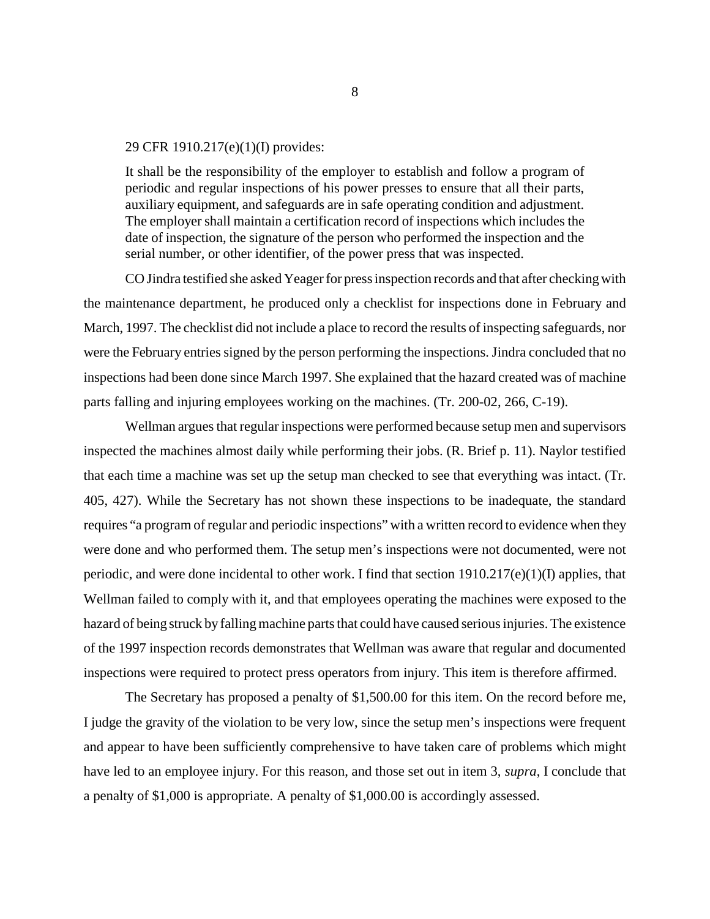29 CFR 1910.217(e)(1)(I) provides:

> It shall be the responsibility of the employer to establish and follow a program of periodic and regular inspections of his power presses to ensure that all their parts, auxiliary equipment, and safeguards are in safe operating condition and adjustment. The employer shall maintain a certification record of inspections which includes the date of inspection, the signature of the person who performed the inspection and the serial number, or other identifier, of the power press that was inspected.

CO Jindra testified she asked Yeager for press inspection records and that after checking with the maintenance department, he produced only a checklist for inspections done in February and March, 1997. The checklist did not include a place to record the results of inspecting safeguards, nor were the February entries signed by the person performing the inspections. Jindra concluded that no inspections had been done since March 1997. She explained that the hazard created was of machine parts falling and injuring employees working on the machines. (Tr. 200-02, 266, C-19).

Wellman argues that regular inspections were performed because setup men and supervisors inspected the machines almost daily while performing their jobs. (R. Brief p. 11). Naylor testified that each time a machine was set up the setup man checked to see that everything was intact. (Tr. 405, 427). While the Secretary has not shown these inspections to be inadequate, the standard requires "a program of regular and periodic inspections" with a written record to evidence when they were done and who performed them. The setup men's inspections were not documented, were not periodic, and were done incidental to other work. I find that section 1910.217(e)(1)(I) applies, that Wellman failed to comply with it, and that employees operating the machines were exposed to the hazard of being struck by falling machine parts that could have caused serious injuries. The existence of the 1997 inspection records demonstrates that Wellman was aware that regular and documented inspections were required to protect press operators from injury. This item is therefore affirmed.

The Secretary has proposed a penalty of $1,500.00 for this item. On the record before me, I judge the gravity of the violation to be very low, since the setup men's inspections were frequent and appear to have been sufficiently comprehensive to have taken care of problems which might have led to an employee injury. For this reason, and those set out in item 3, *supra*, I conclude that a penalty of $1,000 is appropriate. A penalty of $1,000.00 is accordingly assessed.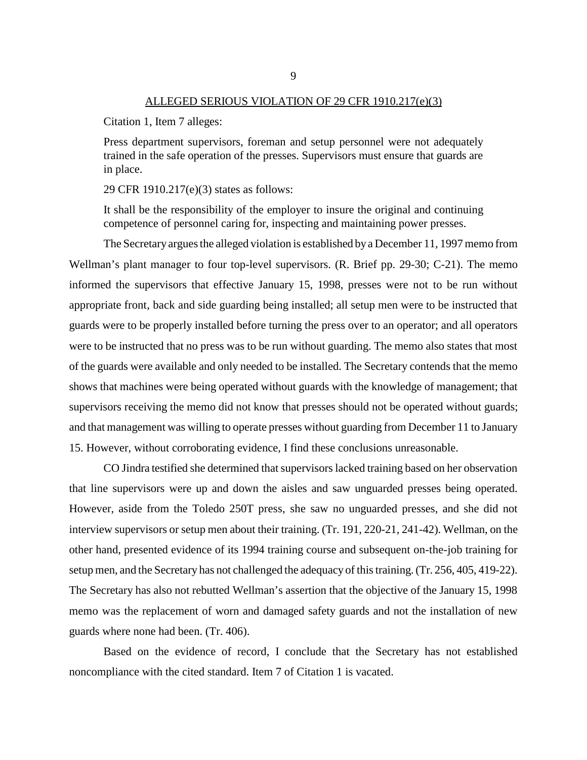## ALLEGED SERIOUS VIOLATION OF 29 CFR 1910.217(e)(3)

Citation 1, Item 7 alleges:

> Press department supervisors, foreman and setup personnel were not adequately trained in the safe operation of the presses. Supervisors must ensure that guards are in place.

29 CFR 1910.217(e)(3) states as follows:

> It shall be the responsibility of the employer to insure the original and continuing competence of personnel caring for, inspecting and maintaining power presses.

The Secretary argues the alleged violation is established by a December 11, 1997 memo from Wellman's plant manager to four top-level supervisors. (R. Brief pp. 29-30; C-21). The memo informed the supervisors that effective January 15, 1998, presses were not to be run without appropriate front, back and side guarding being installed; all setup men were to be instructed that guards were to be properly installed before turning the press over to an operator; and all operators were to be instructed that no press was to be run without guarding. The memo also states that most of the guards were available and only needed to be installed. The Secretary contends that the memo shows that machines were being operated without guards with the knowledge of management; that supervisors receiving the memo did not know that presses should not be operated without guards; and that management was willing to operate presses without guarding from December 11 to January 15. However, without corroborating evidence, I find these conclusions unreasonable.

CO Jindra testified she determined that supervisors lacked training based on her observation that line supervisors were up and down the aisles and saw unguarded presses being operated. However, aside from the Toledo 250T press, she saw no unguarded presses, and she did not interview supervisors or setup men about their training. (Tr. 191, 220-21, 241-42). Wellman, on the other hand, presented evidence of its 1994 training course and subsequent on-the-job training for setup men, and the Secretary has not challenged the adequacy of this training. (Tr. 256, 405, 419-22). The Secretary has also not rebutted Wellman's assertion that the objective of the January 15, 1998 memo was the replacement of worn and damaged safety guards and not the installation of new guards where none had been. (Tr. 406).

Based on the evidence of record, I conclude that the Secretary has not established noncompliance with the cited standard. Item 7 of Citation 1 is vacated.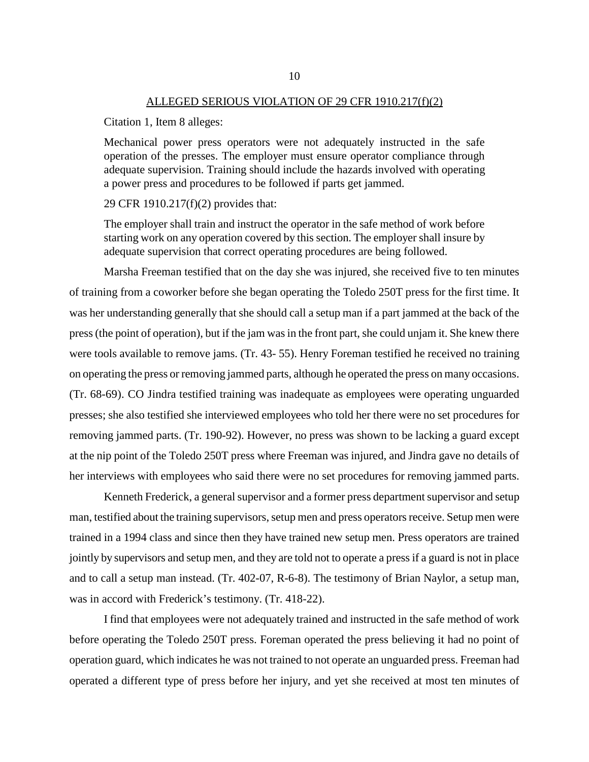ALLEGED SERIOUS VIOLATION OF 29 CFR 1910.217(f)(2)

Citation 1, Item 8 alleges:

> Mechanical power press operators were not adequately instructed in the safe operation of the presses. The employer must ensure operator compliance through adequate supervision. Training should include the hazards involved with operating a power press and procedures to be followed if parts get jammed.

29 CFR 1910.217(f)(2) provides that:

> The employer shall train and instruct the operator in the safe method of work before starting work on any operation covered by this section. The employer shall insure by adequate supervision that correct operating procedures are being followed.

Marsha Freeman testified that on the day she was injured, she received five to ten minutes of training from a coworker before she began operating the Toledo 250T press for the first time. It was her understanding generally that she should call a setup man if a part jammed at the back of the press (the point of operation), but if the jam was in the front part, she could unjam it. She knew there were tools available to remove jams. (Tr. 43- 55). Henry Foreman testified he received no training on operating the press or removing jammed parts, although he operated the press on many occasions. (Tr. 68-69). CO Jindra testified training was inadequate as employees were operating unguarded presses; she also testified she interviewed employees who told her there were no set procedures for removing jammed parts. (Tr. 190-92). However, no press was shown to be lacking a guard except at the nip point of the Toledo 250T press where Freeman was injured, and Jindra gave no details of her interviews with employees who said there were no set procedures for removing jammed parts.

Kenneth Frederick, a general supervisor and a former press department supervisor and setup man, testified about the training supervisors, setup men and press operators receive. Setup men were trained in a 1994 class and since then they have trained new setup men. Press operators are trained jointly by supervisors and setup men, and they are told not to operate a press if a guard is not in place and to call a setup man instead. (Tr. 402-07, R-6-8). The testimony of Brian Naylor, a setup man, was in accord with Frederick's testimony. (Tr. 418-22).

I find that employees were not adequately trained and instructed in the safe method of work before operating the Toledo 250T press. Foreman operated the press believing it had no point of operation guard, which indicates he was not trained to not operate an unguarded press. Freeman had operated a different type of press before her injury, and yet she received at most ten minutes of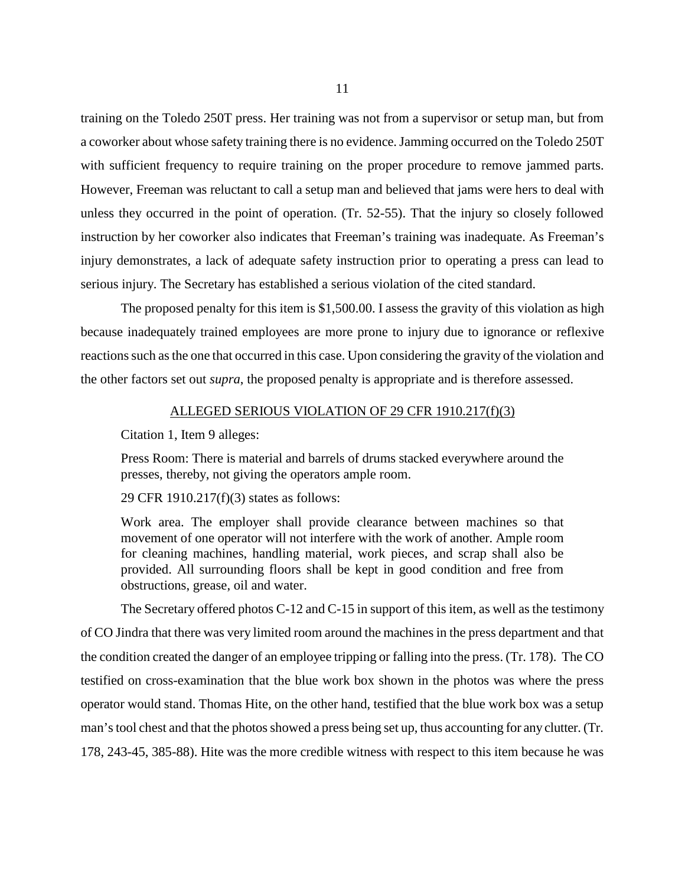training on the Toledo 250T press. Her training was not from a supervisor or setup man, but from a coworker about whose safety training there is no evidence. Jamming occurred on the Toledo 250T with sufficient frequency to require training on the proper procedure to remove jammed parts. However, Freeman was reluctant to call a setup man and believed that jams were hers to deal with unless they occurred in the point of operation. (Tr. 52-55). That the injury so closely followed instruction by her coworker also indicates that Freeman's training was inadequate. As Freeman's injury demonstrates, a lack of adequate safety instruction prior to operating a press can lead to serious injury. The Secretary has established a serious violation of the cited standard.

The proposed penalty for this item is $1,500.00. I assess the gravity of this violation as high because inadequately trained employees are more prone to injury due to ignorance or reflexive reactions such as the one that occurred in this case. Upon considering the gravity of the violation and the other factors set out *supra*, the proposed penalty is appropriate and is therefore assessed.

## ALLEGED SERIOUS VIOLATION OF 29 CFR 1910.217(f)(3)

Citation 1, Item 9 alleges:

> Press Room: There is material and barrels of drums stacked everywhere around the presses, thereby, not giving the operators ample room.

29 CFR 1910.217(f)(3) states as follows:

> Work area. The employer shall provide clearance between machines so that movement of one operator will not interfere with the work of another. Ample room for cleaning machines, handling material, work pieces, and scrap shall also be provided. All surrounding floors shall be kept in good condition and free from obstructions, grease, oil and water.

The Secretary offered photos C-12 and C-15 in support of this item, as well as the testimony of CO Jindra that there was very limited room around the machines in the press department and that the condition created the danger of an employee tripping or falling into the press. (Tr. 178). The CO testified on cross-examination that the blue work box shown in the photos was where the press operator would stand. Thomas Hite, on the other hand, testified that the blue work box was a setup man's tool chest and that the photos showed a press being set up, thus accounting for any clutter. (Tr. 178, 243-45, 385-88). Hite was the more credible witness with respect to this item because he was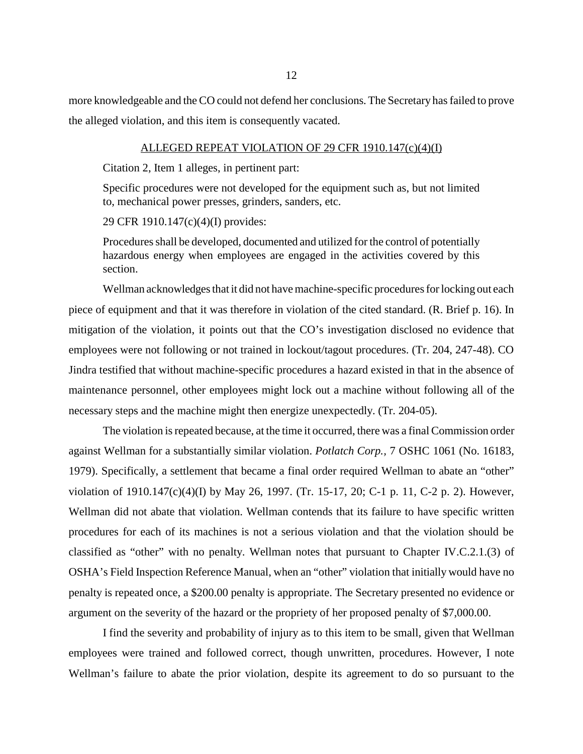more knowledgeable and the CO could not defend her conclusions. The Secretary has failed to prove the alleged violation, and this item is consequently vacated.

ALLEGED REPEAT VIOLATION OF 29 CFR 1910.147(c)(4)(I)

Citation 2, Item 1 alleges, in pertinent part:

> Specific procedures were not developed for the equipment such as, but not limited to, mechanical power presses, grinders, sanders, etc.

29 CFR 1910.147(c)(4)(I) provides:

> Procedures shall be developed, documented and utilized for the control of potentially hazardous energy when employees are engaged in the activities covered by this section.

Wellman acknowledges that it did not have machine-specific procedures for locking out each piece of equipment and that it was therefore in violation of the cited standard. (R. Brief p. 16). In mitigation of the violation, it points out that the CO's investigation disclosed no evidence that employees were not following or not trained in lockout/tagout procedures. (Tr. 204, 247-48). CO Jindra testified that without machine-specific procedures a hazard existed in that in the absence of maintenance personnel, other employees might lock out a machine without following all of the necessary steps and the machine might then energize unexpectedly. (Tr. 204-05).

The violation is repeated because, at the time it occurred, there was a final Commission order against Wellman for a substantially similar violation. *Potlatch Corp.*, 7 OSHC 1061 (No. 16183, 1979). Specifically, a settlement that became a final order required Wellman to abate an "other" violation of 1910.147(c)(4)(I) by May 26, 1997. (Tr. 15-17, 20; C-1 p. 11, C-2 p. 2). However, Wellman did not abate that violation. Wellman contends that its failure to have specific written procedures for each of its machines is not a serious violation and that the violation should be classified as "other" with no penalty. Wellman notes that pursuant to Chapter IV.C.2.1.(3) of OSHA's Field Inspection Reference Manual, when an "other" violation that initially would have no penalty is repeated once, a $200.00 penalty is appropriate. The Secretary presented no evidence or argument on the severity of the hazard or the propriety of her proposed penalty of $7,000.00.

I find the severity and probability of injury as to this item to be small, given that Wellman employees were trained and followed correct, though unwritten, procedures. However, I note Wellman's failure to abate the prior violation, despite its agreement to do so pursuant to the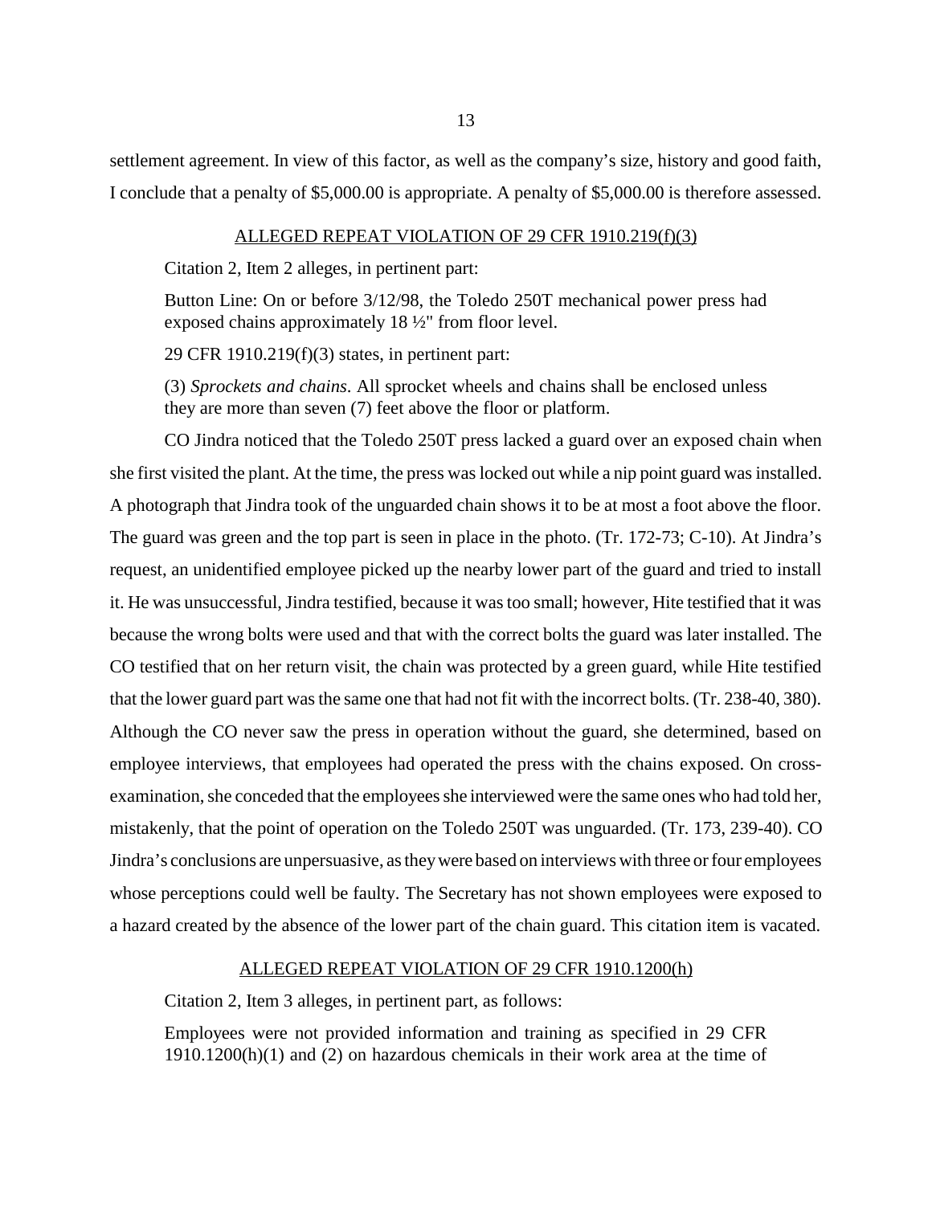settlement agreement. In view of this factor, as well as the company's size, history and good faith, I conclude that a penalty of $5,000.00 is appropriate. A penalty of $5,000.00 is therefore assessed.

## ALLEGED REPEAT VIOLATION OF 29 CFR 1910.219(f)(3)

Citation 2, Item 2 alleges, in pertinent part:

> Button Line: On or before 3/12/98, the Toledo 250T mechanical power press had exposed chains approximately 18 ½" from floor level.

29 CFR 1910.219(f)(3) states, in pertinent part:

> (3) *Sprockets and chains*. All sprocket wheels and chains shall be enclosed unless they are more than seven (7) feet above the floor or platform.

CO Jindra noticed that the Toledo 250T press lacked a guard over an exposed chain when she first visited the plant. At the time, the press was locked out while a nip point guard was installed. A photograph that Jindra took of the unguarded chain shows it to be at most a foot above the floor. The guard was green and the top part is seen in place in the photo. (Tr. 172-73; C-10). At Jindra's request, an unidentified employee picked up the nearby lower part of the guard and tried to install it. He was unsuccessful, Jindra testified, because it was too small; however, Hite testified that it was because the wrong bolts were used and that with the correct bolts the guard was later installed. The CO testified that on her return visit, the chain was protected by a green guard, while Hite testified that the lower guard part was the same one that had not fit with the incorrect bolts. (Tr. 238-40, 380). Although the CO never saw the press in operation without the guard, she determined, based on employee interviews, that employees had operated the press with the chains exposed. On cross-examination, she conceded that the employees she interviewed were the same ones who had told her, mistakenly, that the point of operation on the Toledo 250T was unguarded. (Tr. 173, 239-40). CO Jindra's conclusions are unpersuasive, as they were based on interviews with three or four employees whose perceptions could well be faulty. The Secretary has not shown employees were exposed to a hazard created by the absence of the lower part of the chain guard. This citation item is vacated.

## ALLEGED REPEAT VIOLATION OF 29 CFR 1910.1200(h)

Citation 2, Item 3 alleges, in pertinent part, as follows:

> Employees were not provided information and training as specified in 29 CFR 1910.1200(h)(1) and (2) on hazardous chemicals in their work area at the time of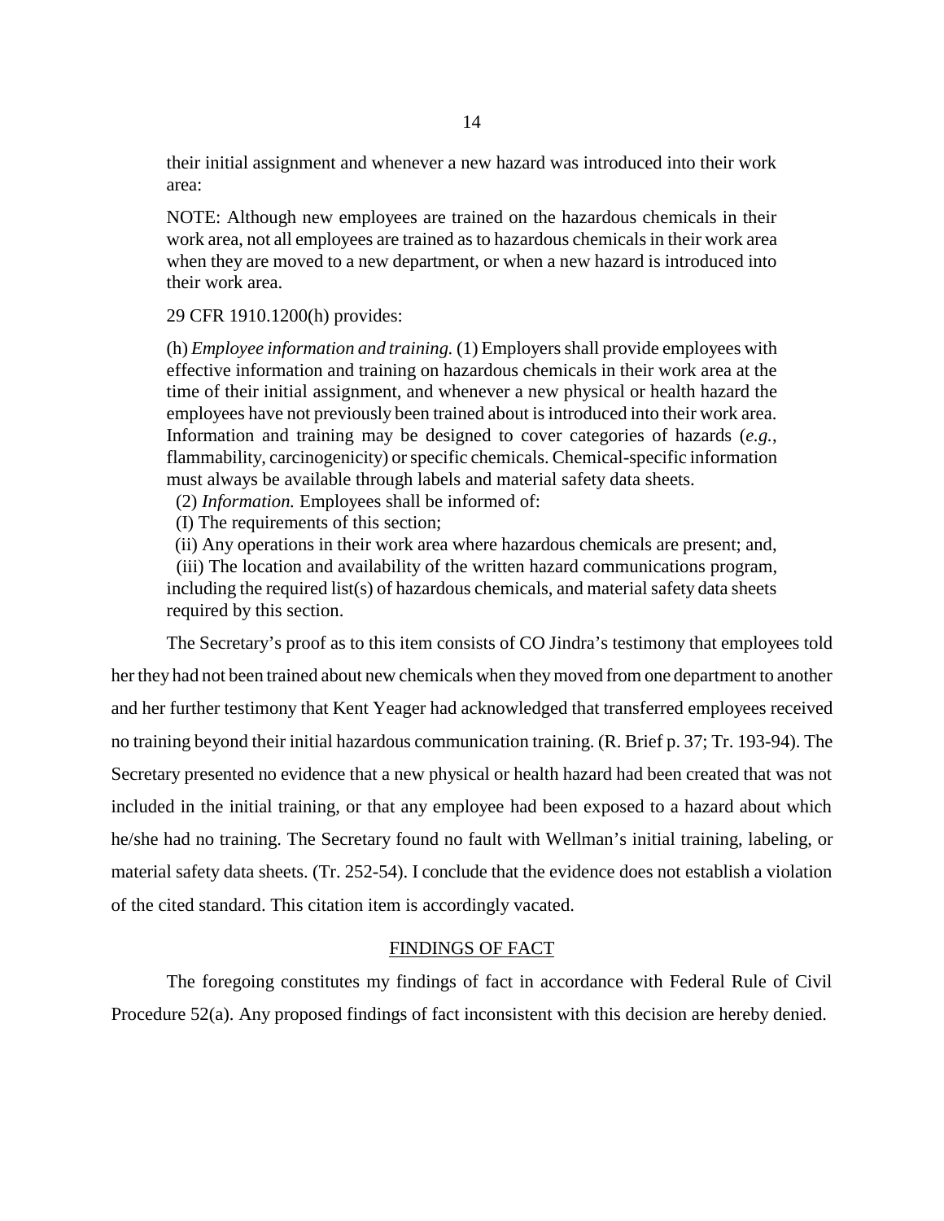their initial assignment and whenever a new hazard was introduced into their work area:

> NOTE: Although new employees are trained on the hazardous chemicals in their work area, not all employees are trained as to hazardous chemicals in their work area when they are moved to a new department, or when a new hazard is introduced into their work area.

> 29 CFR 1910.1200(h) provides:

> (h) *Employee information and training.* (1) Employers shall provide employees with effective information and training on hazardous chemicals in their work area at the time of their initial assignment, and whenever a new physical or health hazard the employees have not previously been trained about is introduced into their work area. Information and training may be designed to cover categories of hazards (*e.g.*, flammability, carcinogenicity) or specific chemicals. Chemical-specific information must always be available through labels and material safety data sheets.
> (2) *Information.* Employees shall be informed of:
> (I) The requirements of this section;
> (ii) Any operations in their work area where hazardous chemicals are present; and,
> (iii) The location and availability of the written hazard communications program, including the required list(s) of hazardous chemicals, and material safety data sheets required by this section.

The Secretary's proof as to this item consists of CO Jindra's testimony that employees told her they had not been trained about new chemicals when they moved from one department to another and her further testimony that Kent Yeager had acknowledged that transferred employees received no training beyond their initial hazardous communication training. (R. Brief p. 37; Tr. 193-94). The Secretary presented no evidence that a new physical or health hazard had been created that was not included in the initial training, or that any employee had been exposed to a hazard about which he/she had no training. The Secretary found no fault with Wellman's initial training, labeling, or material safety data sheets. (Tr. 252-54). I conclude that the evidence does not establish a violation of the cited standard. This citation item is accordingly vacated.

## FINDINGS OF FACT

The foregoing constitutes my findings of fact in accordance with Federal Rule of Civil Procedure 52(a). Any proposed findings of fact inconsistent with this decision are hereby denied.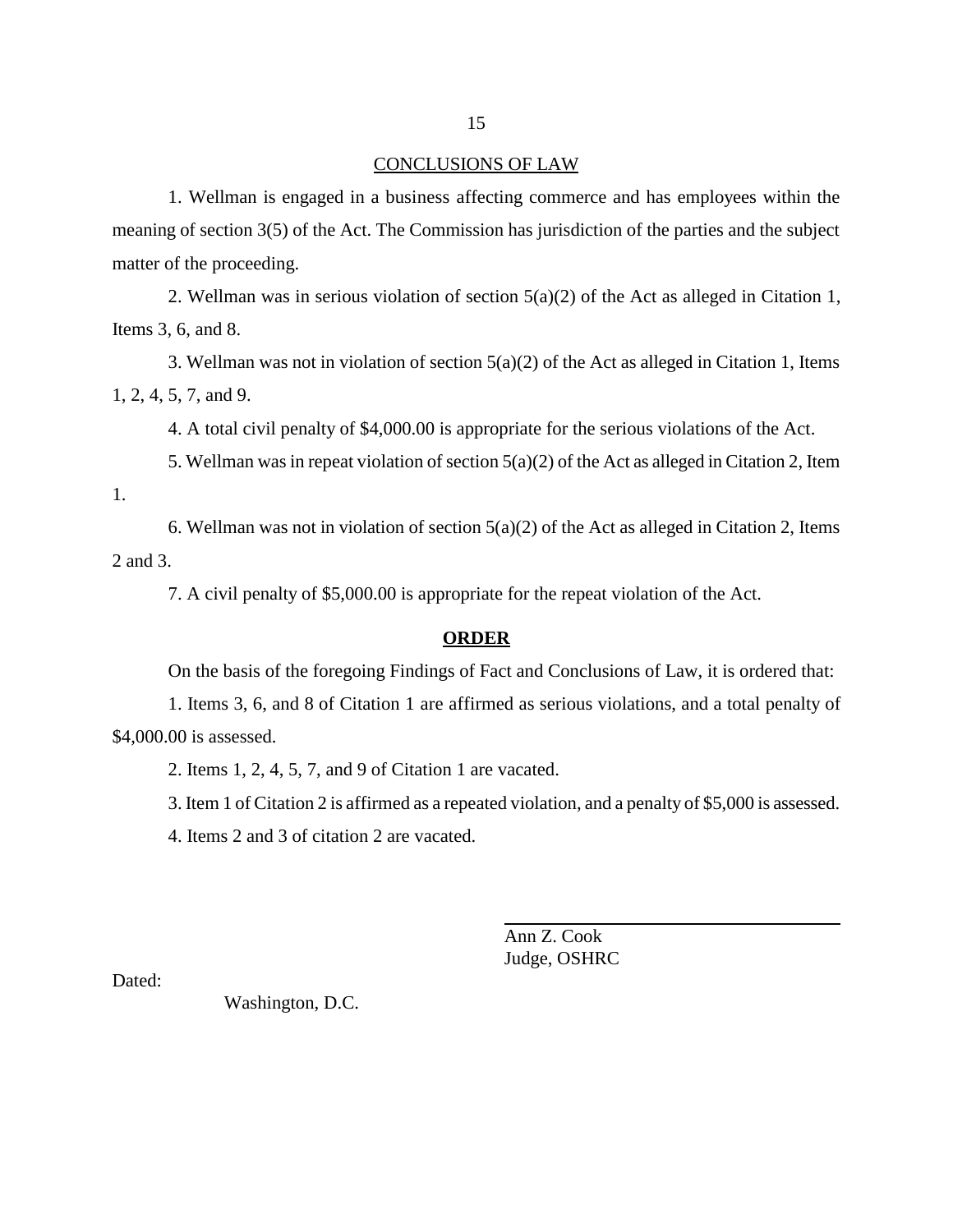## CONCLUSIONS OF LAW

1. Wellman is engaged in a business affecting commerce and has employees within the meaning of section 3(5) of the Act. The Commission has jurisdiction of the parties and the subject matter of the proceeding.

2. Wellman was in serious violation of section 5(a)(2) of the Act as alleged in Citation 1, Items 3, 6, and 8.

3. Wellman was not in violation of section 5(a)(2) of the Act as alleged in Citation 1, Items 1, 2, 4, 5, 7, and 9.

4. A total civil penalty of $4,000.00 is appropriate for the serious violations of the Act.

5. Wellman was in repeat violation of section 5(a)(2) of the Act as alleged in Citation 2, Item 1.

6. Wellman was not in violation of section 5(a)(2) of the Act as alleged in Citation 2, Items 2 and 3.

7. A civil penalty of $5,000.00 is appropriate for the repeat violation of the Act.

## **ORDER**

On the basis of the foregoing Findings of Fact and Conclusions of Law, it is ordered that:

1. Items 3, 6, and 8 of Citation 1 are affirmed as serious violations, and a total penalty of $4,000.00 is assessed.

2. Items 1, 2, 4, 5, 7, and 9 of Citation 1 are vacated.

3. Item 1 of Citation 2 is affirmed as a repeated violation, and a penalty of $5,000 is assessed.

4. Items 2 and 3 of citation 2 are vacated.

Ann Z. Cook
Judge, OSHRC

Dated:

Washington, D.C.